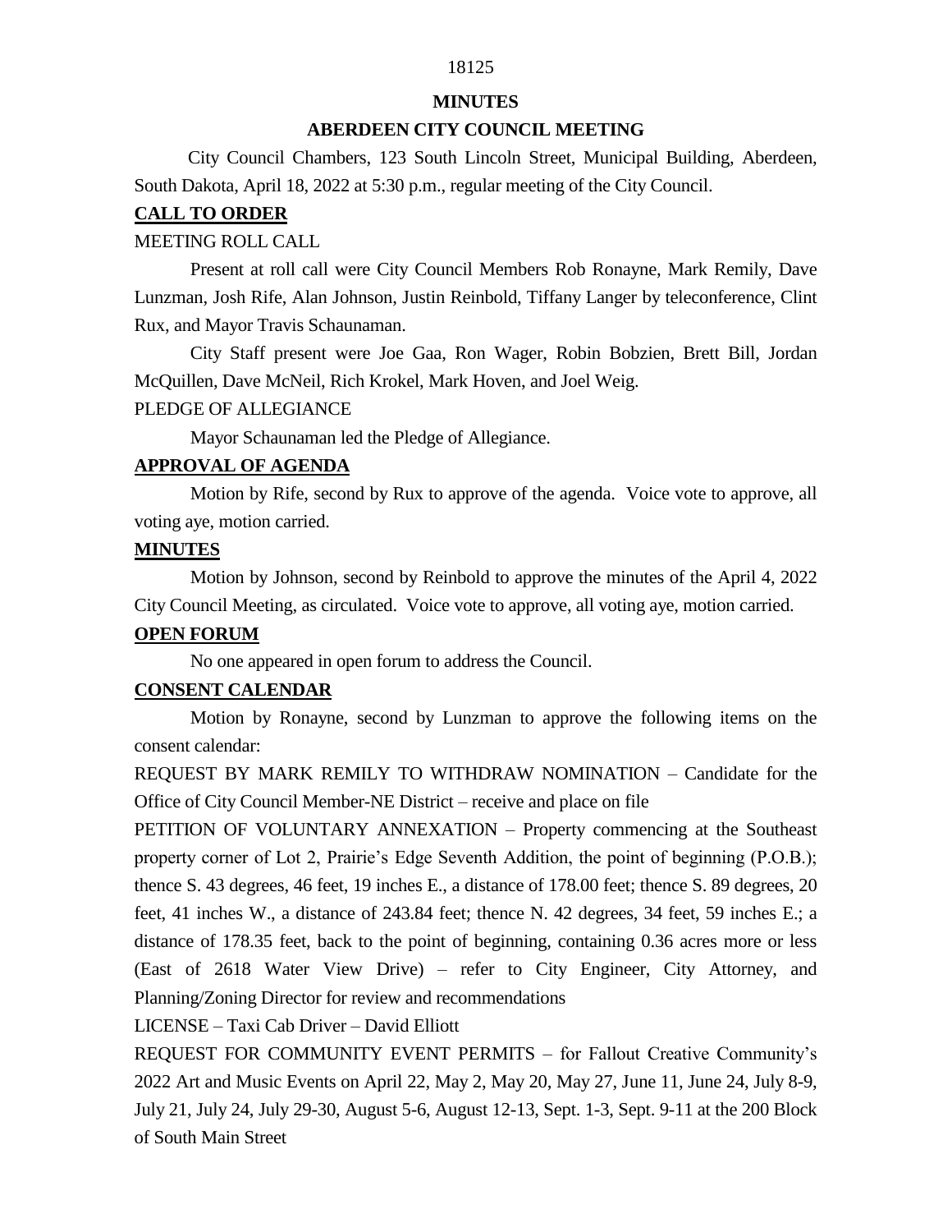**MINUTES**

**ABERDEEN CITY COUNCIL MEETING**

City Council Chambers, 123 South Lincoln Street, Municipal Building, Aberdeen, South Dakota, April 18, 2022 at 5:30 p.m., regular meeting of the City Council.

## CALL TO ORDER

MEETING ROLL CALL

Present at roll call were City Council Members Rob Ronayne, Mark Remily, Dave Lunzman, Josh Rife, Alan Johnson, Justin Reinbold, Tiffany Langer by teleconference, Clint Rux, and Mayor Travis Schaunaman.

City Staff present were Joe Gaa, Ron Wager, Robin Bobzien, Brett Bill, Jordan McQuillen, Dave McNeil, Rich Krokel, Mark Hoven, and Joel Weig.

PLEDGE OF ALLEGIANCE

Mayor Schaunaman led the Pledge of Allegiance.

## APPROVAL OF AGENDA

Motion by Rife, second by Rux to approve of the agenda. Voice vote to approve, all voting aye, motion carried.

## MINUTES

Motion by Johnson, second by Reinbold to approve the minutes of the April 4, 2022 City Council Meeting, as circulated. Voice vote to approve, all voting aye, motion carried.

## OPEN FORUM

No one appeared in open forum to address the Council.

## CONSENT CALENDAR

Motion by Ronayne, second by Lunzman to approve the following items on the consent calendar:

REQUEST BY MARK REMILY TO WITHDRAW NOMINATION – Candidate for the Office of City Council Member-NE District – receive and place on file

PETITION OF VOLUNTARY ANNEXATION – Property commencing at the Southeast property corner of Lot 2, Prairie's Edge Seventh Addition, the point of beginning (P.O.B.); thence S. 43 degrees, 46 feet, 19 inches E., a distance of 178.00 feet; thence S. 89 degrees, 20 feet, 41 inches W., a distance of 243.84 feet; thence N. 42 degrees, 34 feet, 59 inches E.; a distance of 178.35 feet, back to the point of beginning, containing 0.36 acres more or less (East of 2618 Water View Drive) – refer to City Engineer, City Attorney, and Planning/Zoning Director for review and recommendations

LICENSE – Taxi Cab Driver – David Elliott

REQUEST FOR COMMUNITY EVENT PERMITS – for Fallout Creative Community's 2022 Art and Music Events on April 22, May 2, May 20, May 27, June 11, June 24, July 8-9, July 21, July 24, July 29-30, August 5-6, August 12-13, Sept. 1-3, Sept. 9-11 at the 200 Block of South Main Street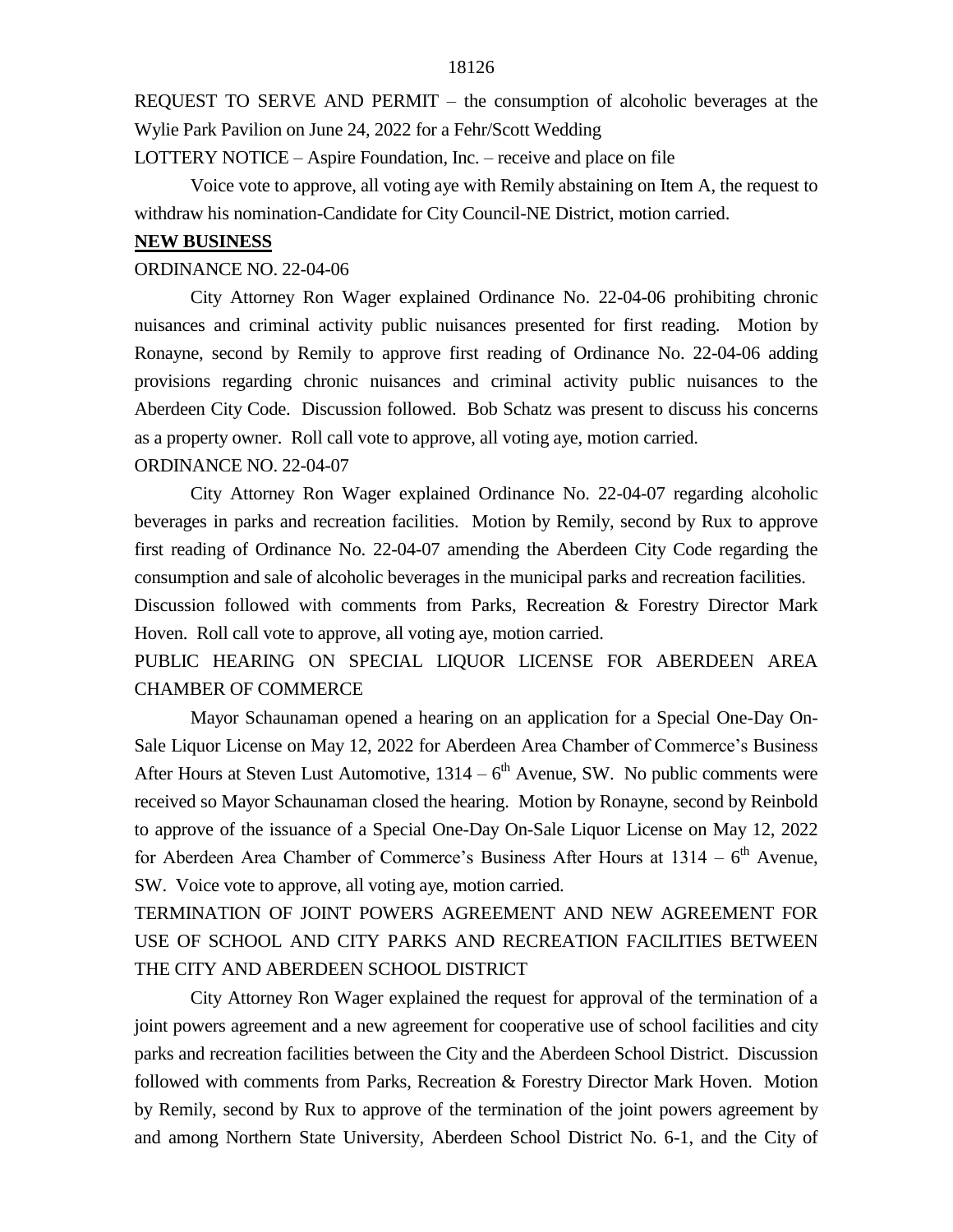REQUEST TO SERVE AND PERMIT – the consumption of alcoholic beverages at the Wylie Park Pavilion on June 24, 2022 for a Fehr/Scott Wedding

LOTTERY NOTICE – Aspire Foundation, Inc. – receive and place on file

Voice vote to approve, all voting aye with Remily abstaining on Item A, the request to withdraw his nomination-Candidate for City Council-NE District, motion carried.

**NEW BUSINESS**

ORDINANCE NO. 22-04-06

City Attorney Ron Wager explained Ordinance No. 22-04-06 prohibiting chronic nuisances and criminal activity public nuisances presented for first reading. Motion by Ronayne, second by Remily to approve first reading of Ordinance No. 22-04-06 adding provisions regarding chronic nuisances and criminal activity public nuisances to the Aberdeen City Code. Discussion followed. Bob Schatz was present to discuss his concerns as a property owner. Roll call vote to approve, all voting aye, motion carried.

ORDINANCE NO. 22-04-07

City Attorney Ron Wager explained Ordinance No. 22-04-07 regarding alcoholic beverages in parks and recreation facilities. Motion by Remily, second by Rux to approve first reading of Ordinance No. 22-04-07 amending the Aberdeen City Code regarding the consumption and sale of alcoholic beverages in the municipal parks and recreation facilities. Discussion followed with comments from Parks, Recreation & Forestry Director Mark Hoven. Roll call vote to approve, all voting aye, motion carried.

PUBLIC HEARING ON SPECIAL LIQUOR LICENSE FOR ABERDEEN AREA CHAMBER OF COMMERCE

Mayor Schaunaman opened a hearing on an application for a Special One-Day On-Sale Liquor License on May 12, 2022 for Aberdeen Area Chamber of Commerce's Business After Hours at Steven Lust Automotive, 1314 – 6th Avenue, SW. No public comments were received so Mayor Schaunaman closed the hearing. Motion by Ronayne, second by Reinbold to approve of the issuance of a Special One-Day On-Sale Liquor License on May 12, 2022 for Aberdeen Area Chamber of Commerce's Business After Hours at 1314 – 6th Avenue, SW. Voice vote to approve, all voting aye, motion carried.

TERMINATION OF JOINT POWERS AGREEMENT AND NEW AGREEMENT FOR USE OF SCHOOL AND CITY PARKS AND RECREATION FACILITIES BETWEEN THE CITY AND ABERDEEN SCHOOL DISTRICT

City Attorney Ron Wager explained the request for approval of the termination of a joint powers agreement and a new agreement for cooperative use of school facilities and city parks and recreation facilities between the City and the Aberdeen School District. Discussion followed with comments from Parks, Recreation & Forestry Director Mark Hoven. Motion by Remily, second by Rux to approve of the termination of the joint powers agreement by and among Northern State University, Aberdeen School District No. 6-1, and the City of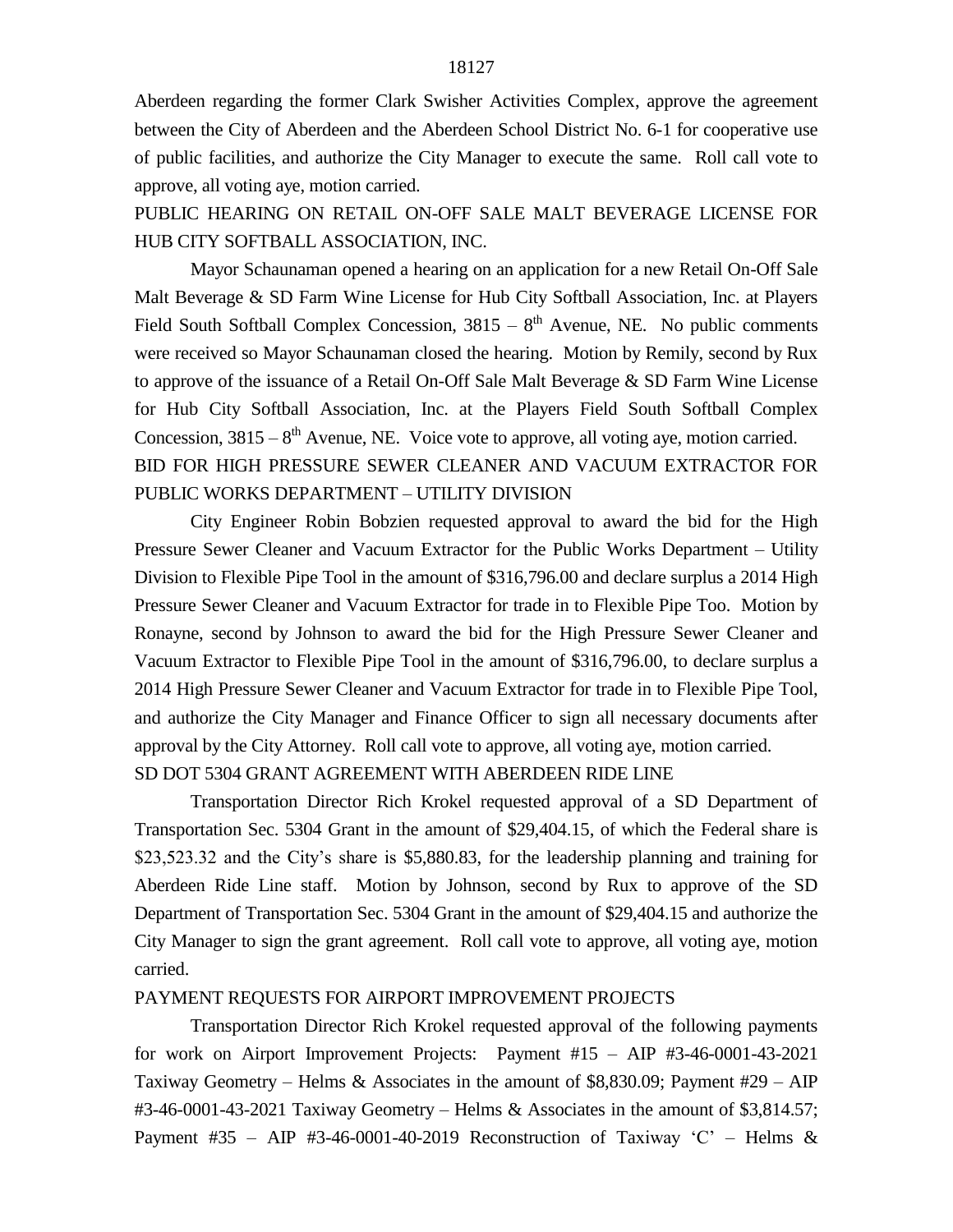Aberdeen regarding the former Clark Swisher Activities Complex, approve the agreement between the City of Aberdeen and the Aberdeen School District No. 6-1 for cooperative use of public facilities, and authorize the City Manager to execute the same. Roll call vote to approve, all voting aye, motion carried.

PUBLIC HEARING ON RETAIL ON-OFF SALE MALT BEVERAGE LICENSE FOR HUB CITY SOFTBALL ASSOCIATION, INC.

Mayor Schaunaman opened a hearing on an application for a new Retail On-Off Sale Malt Beverage & SD Farm Wine License for Hub City Softball Association, Inc. at Players Field South Softball Complex Concession, 3815 – 8th Avenue, NE. No public comments were received so Mayor Schaunaman closed the hearing. Motion by Remily, second by Rux to approve of the issuance of a Retail On-Off Sale Malt Beverage & SD Farm Wine License for Hub City Softball Association, Inc. at the Players Field South Softball Complex Concession, 3815 – 8th Avenue, NE. Voice vote to approve, all voting aye, motion carried.

BID FOR HIGH PRESSURE SEWER CLEANER AND VACUUM EXTRACTOR FOR PUBLIC WORKS DEPARTMENT – UTILITY DIVISION

City Engineer Robin Bobzien requested approval to award the bid for the High Pressure Sewer Cleaner and Vacuum Extractor for the Public Works Department – Utility Division to Flexible Pipe Tool in the amount of $316,796.00 and declare surplus a 2014 High Pressure Sewer Cleaner and Vacuum Extractor for trade in to Flexible Pipe Too. Motion by Ronayne, second by Johnson to award the bid for the High Pressure Sewer Cleaner and Vacuum Extractor to Flexible Pipe Tool in the amount of $316,796.00, to declare surplus a 2014 High Pressure Sewer Cleaner and Vacuum Extractor for trade in to Flexible Pipe Tool, and authorize the City Manager and Finance Officer to sign all necessary documents after approval by the City Attorney. Roll call vote to approve, all voting aye, motion carried.

SD DOT 5304 GRANT AGREEMENT WITH ABERDEEN RIDE LINE

Transportation Director Rich Krokel requested approval of a SD Department of Transportation Sec. 5304 Grant in the amount of $29,404.15, of which the Federal share is $23,523.32 and the City's share is $5,880.83, for the leadership planning and training for Aberdeen Ride Line staff. Motion by Johnson, second by Rux to approve of the SD Department of Transportation Sec. 5304 Grant in the amount of $29,404.15 and authorize the City Manager to sign the grant agreement. Roll call vote to approve, all voting aye, motion carried.

PAYMENT REQUESTS FOR AIRPORT IMPROVEMENT PROJECTS

Transportation Director Rich Krokel requested approval of the following payments for work on Airport Improvement Projects: Payment #15 – AIP #3-46-0001-43-2021 Taxiway Geometry – Helms & Associates in the amount of $8,830.09; Payment #29 – AIP #3-46-0001-43-2021 Taxiway Geometry – Helms & Associates in the amount of $3,814.57; Payment #35 – AIP #3-46-0001-40-2019 Reconstruction of Taxiway 'C' – Helms &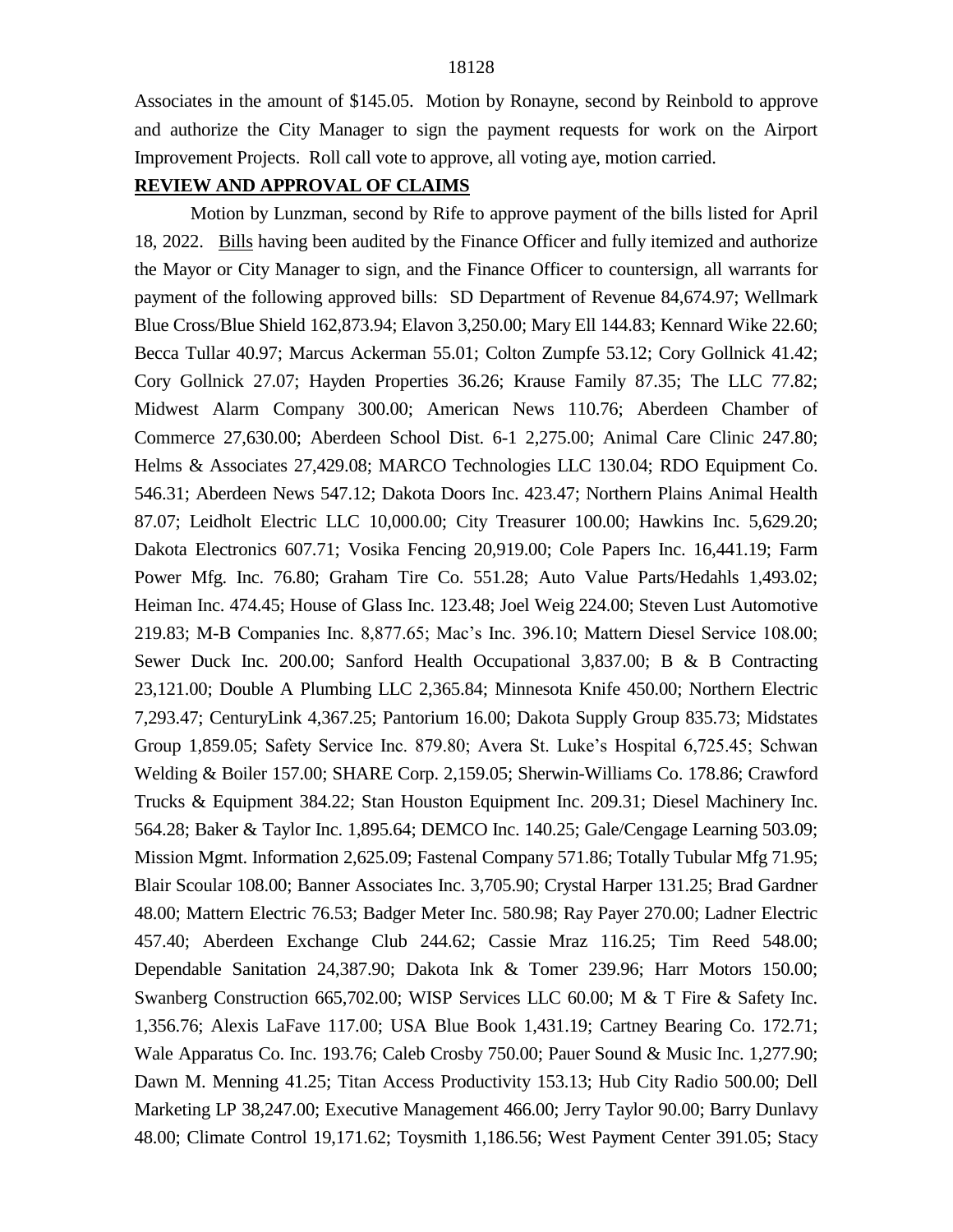Associates in the amount of $145.05. Motion by Ronayne, second by Reinbold to approve and authorize the City Manager to sign the payment requests for work on the Airport Improvement Projects. Roll call vote to approve, all voting aye, motion carried.

**REVIEW AND APPROVAL OF CLAIMS**

Motion by Lunzman, second by Rife to approve payment of the bills listed for April 18, 2022. Bills having been audited by the Finance Officer and fully itemized and authorize the Mayor or City Manager to sign, and the Finance Officer to countersign, all warrants for payment of the following approved bills: SD Department of Revenue 84,674.97; Wellmark Blue Cross/Blue Shield 162,873.94; Elavon 3,250.00; Mary Ell 144.83; Kennard Wike 22.60; Becca Tullar 40.97; Marcus Ackerman 55.01; Colton Zumpfe 53.12; Cory Gollnick 41.42; Cory Gollnick 27.07; Hayden Properties 36.26; Krause Family 87.35; The LLC 77.82; Midwest Alarm Company 300.00; American News 110.76; Aberdeen Chamber of Commerce 27,630.00; Aberdeen School Dist. 6-1 2,275.00; Animal Care Clinic 247.80; Helms & Associates 27,429.08; MARCO Technologies LLC 130.04; RDO Equipment Co. 546.31; Aberdeen News 547.12; Dakota Doors Inc. 423.47; Northern Plains Animal Health 87.07; Leidholt Electric LLC 10,000.00; City Treasurer 100.00; Hawkins Inc. 5,629.20; Dakota Electronics 607.71; Vosika Fencing 20,919.00; Cole Papers Inc. 16,441.19; Farm Power Mfg. Inc. 76.80; Graham Tire Co. 551.28; Auto Value Parts/Hedahls 1,493.02; Heiman Inc. 474.45; House of Glass Inc. 123.48; Joel Weig 224.00; Steven Lust Automotive 219.83; M-B Companies Inc. 8,877.65; Mac's Inc. 396.10; Mattern Diesel Service 108.00; Sewer Duck Inc. 200.00; Sanford Health Occupational 3,837.00; B & B Contracting 23,121.00; Double A Plumbing LLC 2,365.84; Minnesota Knife 450.00; Northern Electric 7,293.47; CenturyLink 4,367.25; Pantorium 16.00; Dakota Supply Group 835.73; Midstates Group 1,859.05; Safety Service Inc. 879.80; Avera St. Luke's Hospital 6,725.45; Schwan Welding & Boiler 157.00; SHARE Corp. 2,159.05; Sherwin-Williams Co. 178.86; Crawford Trucks & Equipment 384.22; Stan Houston Equipment Inc. 209.31; Diesel Machinery Inc. 564.28; Baker & Taylor Inc. 1,895.64; DEMCO Inc. 140.25; Gale/Cengage Learning 503.09; Mission Mgmt. Information 2,625.09; Fastenal Company 571.86; Totally Tubular Mfg 71.95; Blair Scoular 108.00; Banner Associates Inc. 3,705.90; Crystal Harper 131.25; Brad Gardner 48.00; Mattern Electric 76.53; Badger Meter Inc. 580.98; Ray Payer 270.00; Ladner Electric 457.40; Aberdeen Exchange Club 244.62; Cassie Mraz 116.25; Tim Reed 548.00; Dependable Sanitation 24,387.90; Dakota Ink & Tomer 239.96; Harr Motors 150.00; Swanberg Construction 665,702.00; WISP Services LLC 60.00; M & T Fire & Safety Inc. 1,356.76; Alexis LaFave 117.00; USA Blue Book 1,431.19; Cartney Bearing Co. 172.71; Wale Apparatus Co. Inc. 193.76; Caleb Crosby 750.00; Pauer Sound & Music Inc. 1,277.90; Dawn M. Menning 41.25; Titan Access Productivity 153.13; Hub City Radio 500.00; Dell Marketing LP 38,247.00; Executive Management 466.00; Jerry Taylor 90.00; Barry Dunlavy 48.00; Climate Control 19,171.62; Toysmith 1,186.56; West Payment Center 391.05; Stacy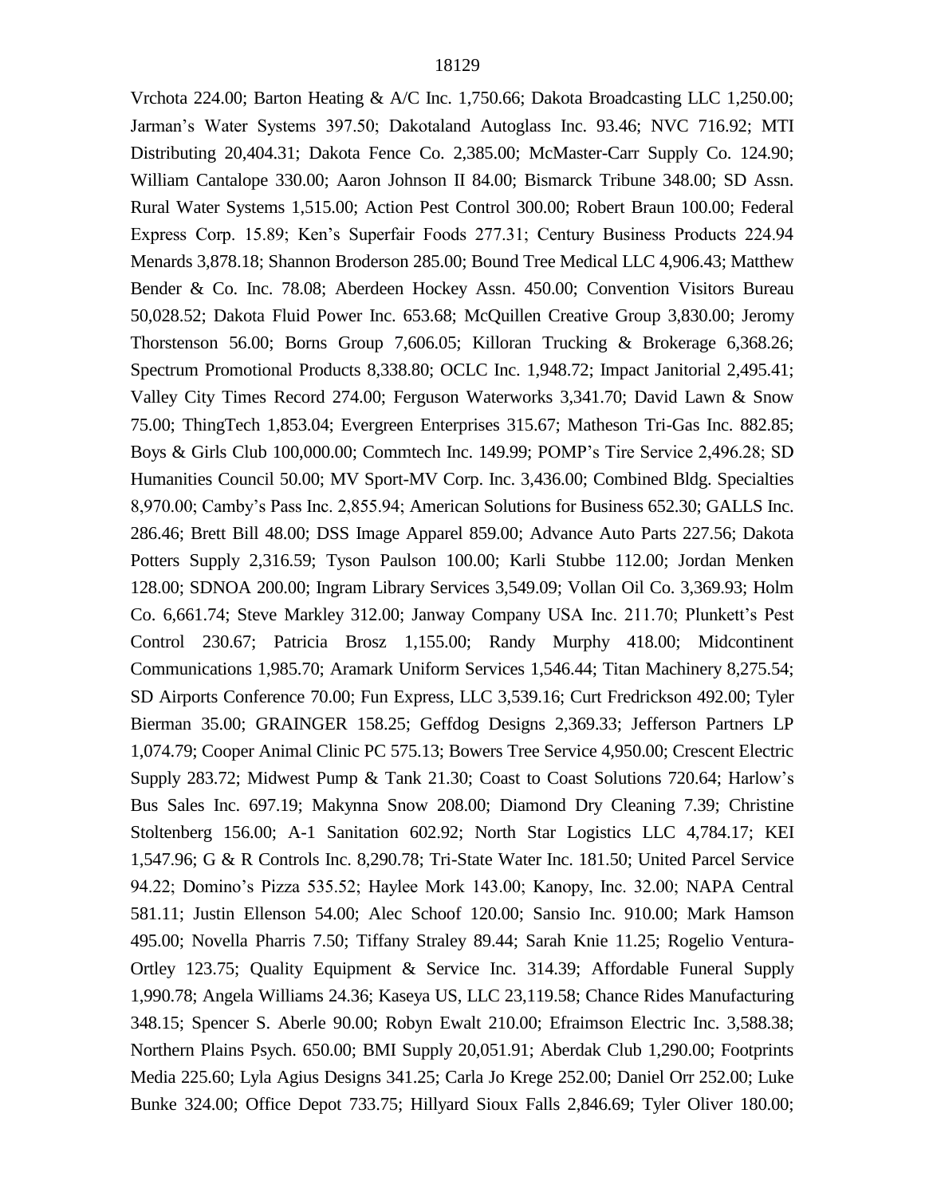Vrchota 224.00; Barton Heating & A/C Inc. 1,750.66; Dakota Broadcasting LLC 1,250.00; Jarman's Water Systems 397.50; Dakotaland Autoglass Inc. 93.46; NVC 716.92; MTI Distributing 20,404.31; Dakota Fence Co. 2,385.00; McMaster-Carr Supply Co. 124.90; William Cantalope 330.00; Aaron Johnson II 84.00; Bismarck Tribune 348.00; SD Assn. Rural Water Systems 1,515.00; Action Pest Control 300.00; Robert Braun 100.00; Federal Express Corp. 15.89; Ken's Superfair Foods 277.31; Century Business Products 224.94 Menards 3,878.18; Shannon Broderson 285.00; Bound Tree Medical LLC 4,906.43; Matthew Bender & Co. Inc. 78.08; Aberdeen Hockey Assn. 450.00; Convention Visitors Bureau 50,028.52; Dakota Fluid Power Inc. 653.68; McQuillen Creative Group 3,830.00; Jeromy Thorstenson 56.00; Borns Group 7,606.05; Killoran Trucking & Brokerage 6,368.26; Spectrum Promotional Products 8,338.80; OCLC Inc. 1,948.72; Impact Janitorial 2,495.41; Valley City Times Record 274.00; Ferguson Waterworks 3,341.70; David Lawn & Snow 75.00; ThingTech 1,853.04; Evergreen Enterprises 315.67; Matheson Tri-Gas Inc. 882.85; Boys & Girls Club 100,000.00; Commtech Inc. 149.99; POMP's Tire Service 2,496.28; SD Humanities Council 50.00; MV Sport-MV Corp. Inc. 3,436.00; Combined Bldg. Specialties 8,970.00; Camby's Pass Inc. 2,855.94; American Solutions for Business 652.30; GALLS Inc. 286.46; Brett Bill 48.00; DSS Image Apparel 859.00; Advance Auto Parts 227.56; Dakota Potters Supply 2,316.59; Tyson Paulson 100.00; Karli Stubbe 112.00; Jordan Menken 128.00; SDNOA 200.00; Ingram Library Services 3,549.09; Vollan Oil Co. 3,369.93; Holm Co. 6,661.74; Steve Markley 312.00; Janway Company USA Inc. 211.70; Plunkett's Pest Control 230.67; Patricia Brosz 1,155.00; Randy Murphy 418.00; Midcontinent Communications 1,985.70; Aramark Uniform Services 1,546.44; Titan Machinery 8,275.54; SD Airports Conference 70.00; Fun Express, LLC 3,539.16; Curt Fredrickson 492.00; Tyler Bierman 35.00; GRAINGER 158.25; Geffdog Designs 2,369.33; Jefferson Partners LP 1,074.79; Cooper Animal Clinic PC 575.13; Bowers Tree Service 4,950.00; Crescent Electric Supply 283.72; Midwest Pump & Tank 21.30; Coast to Coast Solutions 720.64; Harlow's Bus Sales Inc. 697.19; Makynna Snow 208.00; Diamond Dry Cleaning 7.39; Christine Stoltenberg 156.00; A-1 Sanitation 602.92; North Star Logistics LLC 4,784.17; KEI 1,547.96; G & R Controls Inc. 8,290.78; Tri-State Water Inc. 181.50; United Parcel Service 94.22; Domino's Pizza 535.52; Haylee Mork 143.00; Kanopy, Inc. 32.00; NAPA Central 581.11; Justin Ellenson 54.00; Alec Schoof 120.00; Sansio Inc. 910.00; Mark Hamson 495.00; Novella Pharris 7.50; Tiffany Straley 89.44; Sarah Knie 11.25; Rogelio Ventura-Ortley 123.75; Quality Equipment & Service Inc. 314.39; Affordable Funeral Supply 1,990.78; Angela Williams 24.36; Kaseya US, LLC 23,119.58; Chance Rides Manufacturing 348.15; Spencer S. Aberle 90.00; Robyn Ewalt 210.00; Efraimson Electric Inc. 3,588.38; Northern Plains Psych. 650.00; BMI Supply 20,051.91; Aberdak Club 1,290.00; Footprints Media 225.60; Lyla Agius Designs 341.25; Carla Jo Krege 252.00; Daniel Orr 252.00; Luke Bunke 324.00; Office Depot 733.75; Hillyard Sioux Falls 2,846.69; Tyler Oliver 180.00;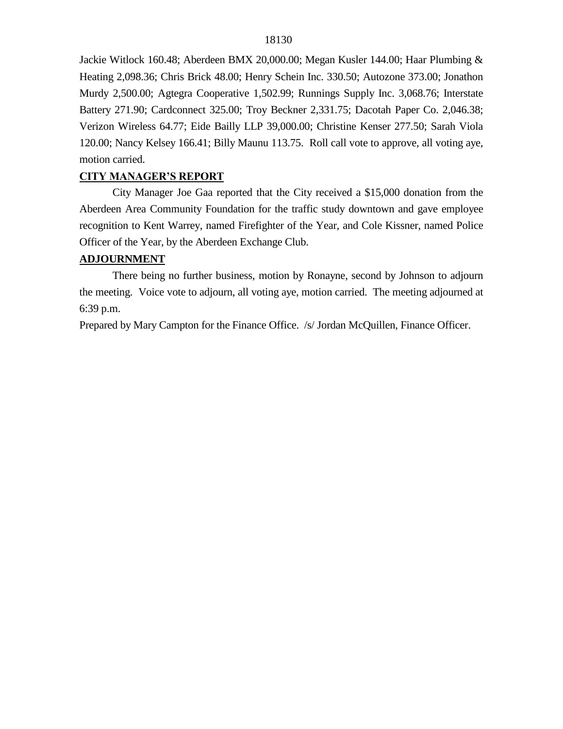Jackie Witlock 160.48; Aberdeen BMX 20,000.00; Megan Kusler 144.00; Haar Plumbing & Heating 2,098.36; Chris Brick 48.00; Henry Schein Inc. 330.50; Autozone 373.00; Jonathon Murdy 2,500.00; Agtegra Cooperative 1,502.99; Runnings Supply Inc. 3,068.76; Interstate Battery 271.90; Cardconnect 325.00; Troy Beckner 2,331.75; Dacotah Paper Co. 2,046.38; Verizon Wireless 64.77; Eide Bailly LLP 39,000.00; Christine Kenser 277.50; Sarah Viola 120.00; Nancy Kelsey 166.41; Billy Maunu 113.75. Roll call vote to approve, all voting aye, motion carried.

**CITY MANAGER'S REPORT**

City Manager Joe Gaa reported that the City received a $15,000 donation from the Aberdeen Area Community Foundation for the traffic study downtown and gave employee recognition to Kent Warrey, named Firefighter of the Year, and Cole Kissner, named Police Officer of the Year, by the Aberdeen Exchange Club.

**ADJOURNMENT**

There being no further business, motion by Ronayne, second by Johnson to adjourn the meeting. Voice vote to adjourn, all voting aye, motion carried. The meeting adjourned at 6:39 p.m.

Prepared by Mary Campton for the Finance Office. /s/ Jordan McQuillen, Finance Officer.